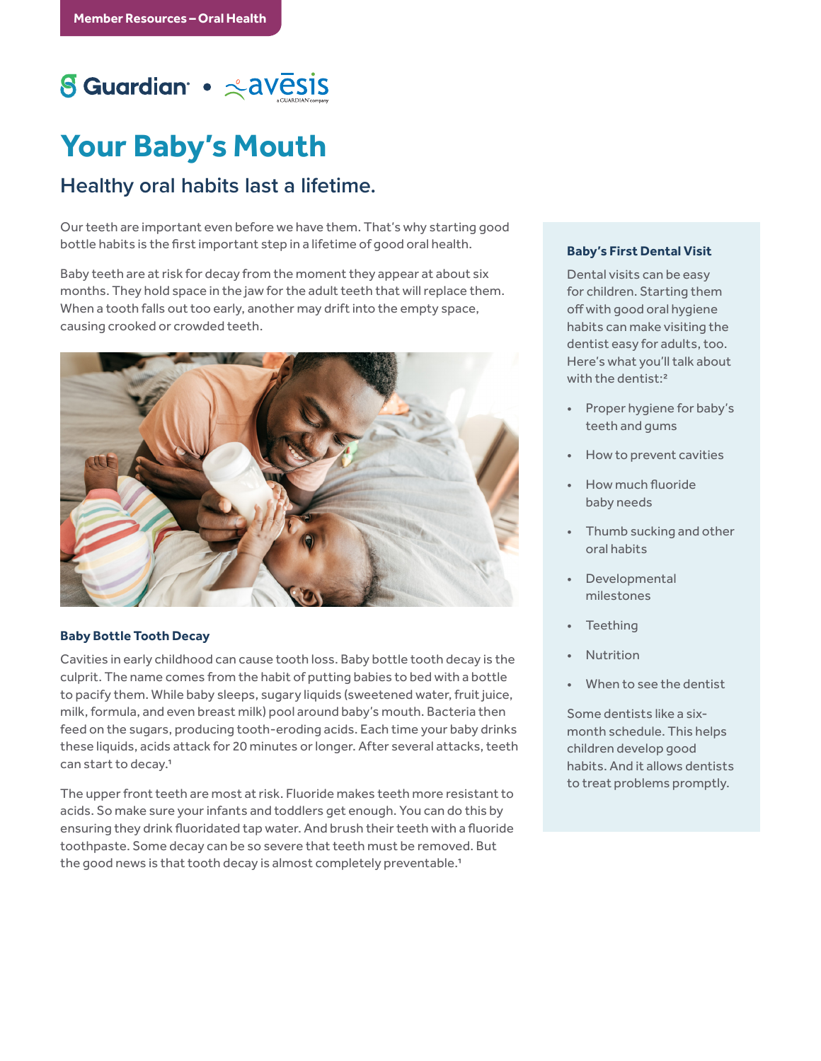Member Resources – Oral Health

Guardian • avēsis a GUARDIAN company

# Your Baby's Mouth

## Healthy oral habits last a lifetime.

Our teeth are important even before we have them. That's why starting good bottle habits is the first important step in a lifetime of good oral health.

Baby teeth are at risk for decay from the moment they appear at about six months. They hold space in the jaw for the adult teeth that will replace them. When a tooth falls out too early, another may drift into the empty space, causing crooked or crowded teeth.

### Baby Bottle Tooth Decay

Cavities in early childhood can cause tooth loss. Baby bottle tooth decay is the culprit. The name comes from the habit of putting babies to bed with a bottle to pacify them. While baby sleeps, sugary liquids (sweetened water, fruit juice, milk, formula, and even breast milk) pool around baby's mouth. Bacteria then feed on the sugars, producing tooth-eroding acids. Each time your baby drinks these liquids, acids attack for 20 minutes or longer. After several attacks, teeth can start to decay.[1]

The upper front teeth are most at risk. Fluoride makes teeth more resistant to acids. So make sure your infants and toddlers get enough. You can do this by ensuring they drink fluoridated tap water. And brush their teeth with a fluoride toothpaste. Some decay can be so severe that teeth must be removed. But the good news is that tooth decay is almost completely preventable.[1]

### Baby's First Dental Visit

Dental visits can be easy for children. Starting them off with good oral hygiene habits can make visiting the dentist easy for adults, too. Here's what you'll talk about with the dentist:[2]

- Proper hygiene for baby's teeth and gums
- How to prevent cavities
- How much fluoride baby needs
- Thumb sucking and other oral habits
- Developmental milestones
- Teething
- Nutrition
- When to see the dentist

Some dentists like a six-month schedule. This helps children develop good habits. And it allows dentists to treat problems promptly.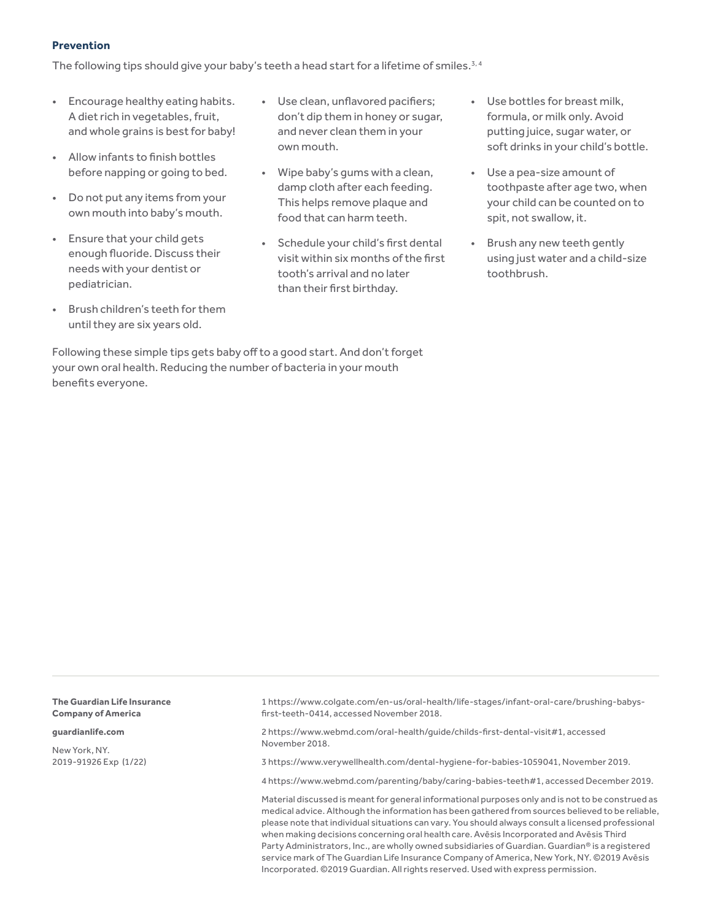**Prevention**

The following tips should give your baby's teeth a head start for a lifetime of smiles.[3, 4]

- Encourage healthy eating habits. A diet rich in vegetables, fruit, and whole grains is best for baby!
- Allow infants to finish bottles before napping or going to bed.
- Do not put any items from your own mouth into baby's mouth.
- Ensure that your child gets enough fluoride. Discuss their needs with your dentist or pediatrician.
- Brush children's teeth for them until they are six years old.
- Use clean, unflavored pacifiers; don't dip them in honey or sugar, and never clean them in your own mouth.
- Wipe baby's gums with a clean, damp cloth after each feeding. This helps remove plaque and food that can harm teeth.
- Schedule your child's first dental visit within six months of the first tooth's arrival and no later than their first birthday.
- Use bottles for breast milk, formula, or milk only. Avoid putting juice, sugar water, or soft drinks in your child's bottle.
- Use a pea-size amount of toothpaste after age two, when your child can be counted on to spit, not swallow, it.
- Brush any new teeth gently using just water and a child-size toothbrush.

Following these simple tips gets baby off to a good start. And don't forget your own oral health. Reducing the number of bacteria in your mouth benefits everyone.

**The Guardian Life Insurance Company of America**

**guardianlife.com**

New York, NY.
2019-91926 Exp (1/22)

1 https://www.colgate.com/en-us/oral-health/life-stages/infant-oral-care/brushing-babys-first-teeth-0414, accessed November 2018.

2 https://www.webmd.com/oral-health/guide/childs-first-dental-visit#1, accessed November 2018.

3 https://www.verywellhealth.com/dental-hygiene-for-babies-1059041, November 2019.

4 https://www.webmd.com/parenting/baby/caring-babies-teeth#1, accessed December 2019.

Material discussed is meant for general informational purposes only and is not to be construed as medical advice. Although the information has been gathered from sources believed to be reliable, please note that individual situations can vary. You should always consult a licensed professional when making decisions concerning oral health care. Avēsis Incorporated and Avēsis Third Party Administrators, Inc., are wholly owned subsidiaries of Guardian. Guardian® is a registered service mark of The Guardian Life Insurance Company of America, New York, NY. ©2019 Avēsis Incorporated. ©2019 Guardian. All rights reserved. Used with express permission.